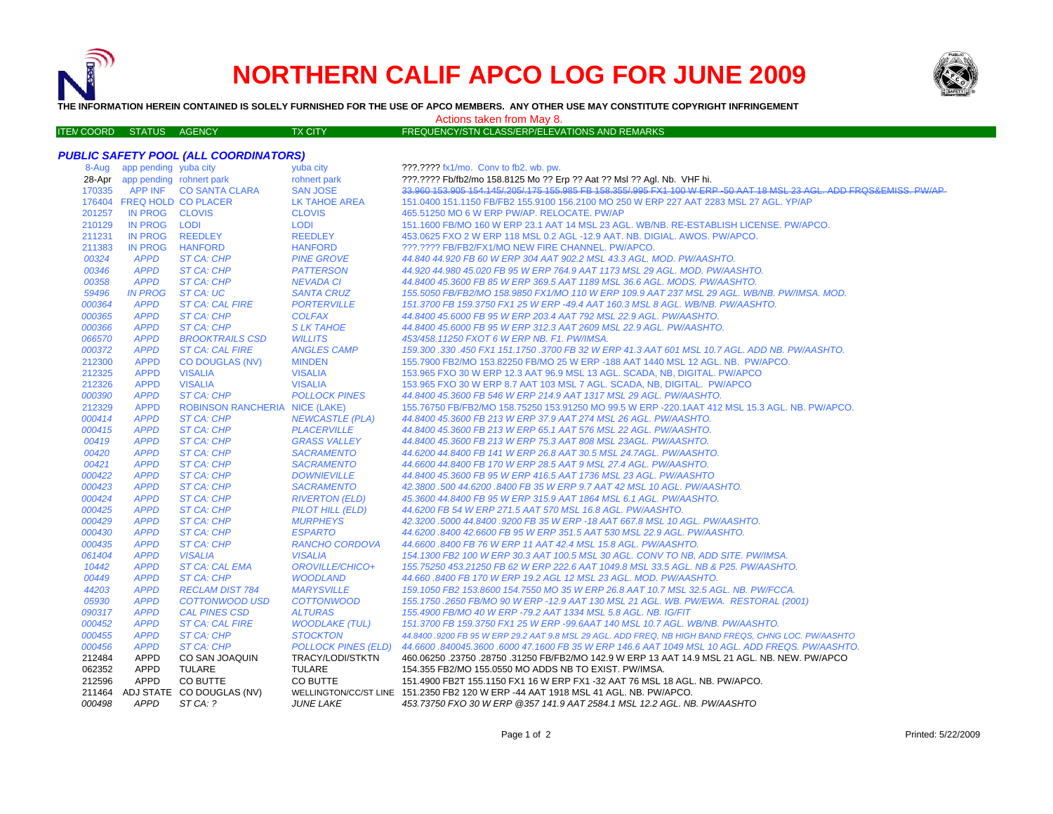# NORTHERN CALIF APCO LOG FOR JUNE 2009

**THE INFORMATION HEREIN CONTAINED IS SOLELY FURNISHED FOR THE USE OF APCO MEMBERS. ANY OTHER USE MAY CONSTITUTE COPYRIGHT INFRINGEMENT**

Actions taken from May 8.

### *PUBLIC SAFETY POOL (ALL COORDINATORS)*

| ITEM COORD | STATUS | AGENCY | TX CITY | FREQUENCY/STN CLASS/ERP/ELEVATIONS AND REMARKS |
|---|---|---|---|---|
| 8-Aug | app pending | yuba city | yuba city | ???.???? fx1/mo. Conv to fb2. wb. pw. |
| 28-Apr | app pending | rohnert park | rohnert park | ???.???? Fb/fb2/mo 158.8125 Mo ?? Erp ?? Aat ?? Msl ?? Agl. Nb. VHF hi. |
| 170335 | APP INF | CO SANTA CLARA | SAN JOSE | ~~33.960 153.905 154.145/.205/.175 155.985 FB 158.355/.995 FX1 100 W ERP -50 AAT 18 MSL 23 AGL. ADD FRQS&EMISS. PW/AP~~ |
| 176404 | FREQ HOLD | CO PLACER | LK TAHOE AREA | 151.0400 151.1150 FB/FB2 155.9100 156.2100 MO 250 W ERP 227 AAT 2283 MSL 27 AGL. YP/AP |
| 201257 | IN PROG | CLOVIS | CLOVIS | 465.51250 MO 6 W ERP PW/AP. RELOCATE. PW/AP |
| 210129 | IN PROG | LODI | LODI | 151.1600 FB/MO 160 W ERP 23.1 AAT 14 MSL 23 AGL. WB/NB. RE-ESTABLISH LICENSE. PW/APCO. |
| 211231 | IN PROG | REEDLEY | REEDLEY | 453.0625 FXO 2 W ERP 118 MSL 0.2 AGL -12.9 AAT. NB. DIGIAL. AWOS. PW/APCO. |
| 211383 | IN PROG | HANFORD | HANFORD | ???.???? FB/FB2/FX1/MO NEW FIRE CHANNEL. PW/APCO. |
| *00324* | *APPD* | *ST CA: CHP* | *PINE GROVE* | *44.840 44.920 FB 60 W ERP 304 AAT 902.2 MSL 43.3 AGL. MOD. PW/AASHTO.* |
| *00346* | *APPD* | *ST CA: CHP* | *PATTERSON* | *44.920 44.980 45.020 FB 95 W ERP 764.9 AAT 1173 MSL 29 AGL. MOD. PW/AASHTO.* |
| *00358* | *APPD* | *ST CA: CHP* | *NEVADA CI* | *44.8400 45.3600 FB 85 W ERP 369.5 AAT 1189 MSL 36.6 AGL. MODS. PW/AASHTO.* |
| *59496* | *IN PROG* | *ST CA: UC* | *SANTA CRUZ* | *155.5050 FB/FB2/MO 158.9850 FX1/MO 110 W ERP 109.9 AAT 237 MSL 29 AGL. WB/NB. PW/IMSA. MOD.* |
| *000364* | *APPD* | *ST CA: CAL FIRE* | *PORTERVILLE* | *151.3700 FB 159.3750 FX1 25 W ERP -49.4 AAT 160.3 MSL 8 AGL. WB/NB. PW/AASHTO.* |
| *000365* | *APPD* | *ST CA: CHP* | *COLFAX* | *44.8400 45.6000 FB 95 W ERP 203.4 AAT 792 MSL 22.9 AGL. PW/AASHTO.* |
| *000366* | *APPD* | *ST CA: CHP* | *S LK TAHOE* | *44.8400 45.6000 FB 95 W ERP 312.3 AAT 2609 MSL 22.9 AGL. PW/AASHTO.* |
| *066570* | *APPD* | *BROOKTRAILS CSD* | *WILLITS* | *453/458.11250 FXOT 6 W ERP NB. F1. PW/IMSA.* |
| *000372* | *APPD* | *ST CA: CAL FIRE* | *ANGLES CAMP* | *159.300 .330 .450 FX1 151.1750 .3700 FB 32 W ERP 41.3 AAT 601 MSL 10.7 AGL. ADD NB. PW/AASHTO.* |
| 212300 | APPD | CO DOUGLAS (NV) | MINDEN | 155.7900 FB2/MO 153.82250 FB/MO 25 W ERP -188 AAT 1440 MSL 12 AGL. NB. PW/APCO. |
| 212325 | APPD | VISALIA | VISALIA | 153.965 FXO 30 W ERP 12.3 AAT 96.9 MSL 13 AGL. SCADA, NB, DIGITAL. PW/APCO |
| 212326 | APPD | VISALIA | VISALIA | 153.965 FXO 30 W ERP 8.7 AAT 103 MSL 7 AGL. SCADA, NB, DIGITAL. PW/APCO |
| *000390* | *APPD* | *ST CA: CHP* | *POLLOCK PINES* | *44.8400 45.3600 FB 546 W ERP 214.9 AAT 1317 MSL 29 AGL. PW/AASHTO.* |
| 212329 | APPD | ROBINSON RANCHERIA | NICE (LAKE) | 155.76750 FB/FB2/MO 158.75250 153.91250 MO 99.5 W ERP -220.1AAT 412 MSL 15.3 AGL. NB. PW/APCO. |
| *000414* | *APPD* | *ST CA: CHP* | *NEWCASTLE (PLA)* | *44.8400 45.3600 FB 213 W ERP 37.9 AAT 274 MSL 26 AGL. PW/AASHTO.* |
| *000415* | *APPD* | *ST CA: CHP* | *PLACERVILLE* | *44.8400 45.3600 FB 213 W ERP 65.1 AAT 576 MSL 22 AGL. PW/AASHTO.* |
| *00419* | *APPD* | *ST CA: CHP* | *GRASS VALLEY* | *44.8400 45.3600 FB 213 W ERP 75.3 AAT 808 MSL 23AGL. PW/AASHTO.* |
| *00420* | *APPD* | *ST CA: CHP* | *SACRAMENTO* | *44.6200 44.8400 FB 141 W ERP 26.8 AAT 30.5 MSL 24.7AGL. PW/AASHTO.* |
| *00421* | *APPD* | *ST CA: CHP* | *SACRAMENTO* | *44.6600 44.8400 FB 170 W ERP 28.5 AAT 9 MSL 27.4 AGL. PW/AASHTO.* |
| *000422* | *APPD* | *ST CA: CHP* | *DOWNIEVILLE* | *44.8400 45.3600 FB 95 W ERP 416.5 AAT 1736 MSL 23 AGL. PW/AASHTO* |
| *000423* | *APPD* | *ST CA: CHP* | *SACRAMENTO* | *42.3800 .500 44.6200 .8400 FB 35 W ERP 9.7 AAT 42 MSL 10 AGL. PW/AASHTO.* |
| *000424* | *APPD* | *ST CA: CHP* | *RIVERTON (ELD)* | *45.3600 44.8400 FB 95 W ERP 315.9 AAT 1864 MSL 6.1 AGL. PW/AASHTO.* |
| *000425* | *APPD* | *ST CA: CHP* | *PILOT HILL (ELD)* | *44.6200 FB 54 W ERP 271.5 AAT 570 MSL 16.8 AGL. PW/AASHTO.* |
| *000429* | *APPD* | *ST CA: CHP* | *MURPHEYS* | *42.3200 .5000 44.8400 .9200 FB 35 W ERP -18 AAT 667.8 MSL 10 AGL. PW/AASHTO.* |
| *000430* | *APPD* | *ST CA: CHP* | *ESPARTO* | *44.6200 .8400 42.6600 FB 95 W ERP 351.5 AAT 530 MSL 22.9 AGL. PW/AASHTO.* |
| *000435* | *APPD* | *ST CA: CHP* | *RANCHO CORDOVA* | *44.6600 .8400 FB 76 W ERP 11 AAT 42.4 MSL 15.8 AGL. PW/AASHTO.* |
| *061404* | *APPD* | *VISALIA* | *VISALIA* | *154.1300 FB2 100 W ERP 30.3 AAT 100.5 MSL 30 AGL. CONV TO NB, ADD SITE. PW/IMSA.* |
| *10442* | *APPD* | *ST CA: CAL EMA* | *OROVILLE/CHICO+* | *155.75250 453.21250 FB 62 W ERP 222.6 AAT 1049.8 MSL 33.5 AGL. NB & P25. PW/AASHTO.* |
| *00449* | *APPD* | *ST CA: CHP* | *WOODLAND* | *44.660 .8400 FB 170 W ERP 19.2 AGL 12 MSL 23 AGL. MOD. PW/AASHTO.* |
| *44203* | *APPD* | *RECLAM DIST 784* | *MARYSVILLE* | *159.1050 FB2 153.8600 154.7550 MO 35 W ERP 26.8 AAT 10.7 MSL 32.5 AGL. NB. PW/FCCA.* |
| *05930* | *APPD* | *COTTONWOOD USD* | *COTTONWOOD* | *155.1750 .2650 FB/MO 90 W ERP -12.9 AAT 130 MSL 21 AGL. WB. PW/EWA. RESTORAL (2001)* |
| *090317* | *APPD* | *CAL PINES CSD* | *ALTURAS* | *155.4900 FB/MO 40 W ERP -79.2 AAT 1334 MSL 5.8 AGL. NB. IG/FIT* |
| *000452* | *APPD* | *ST CA: CAL FIRE* | *WOODLAKE (TUL)* | *151.3700 FB 159.3750 FX1 25 W ERP -99.6AAT 140 MSL 10.7 AGL. WB/NB. PW/AASHTO.* |
| *000455* | *APPD* | *ST CA: CHP* | *STOCKTON* | *44.8400 .9200 FB 95 W ERP 29.2 AAT 9.8 MSL 29 AGL. ADD FREQ, NB HIGH BAND FREQS, CHNG LOC. PW/AASHTO* |
| *000456* | *APPD* | *ST CA: CHP* | *POLLOCK PINES (ELD)* | *44.6600 .840045.3600 .6000 47.1600 FB 35 W ERP 146.6 AAT 1049 MSL 10 AGL. ADD FREQS. PW/AASHTO.* |
| 212484 | APPD | CO SAN JOAQUIN | TRACY/LODI/STKTN | 460.06250 .23750 .28750 .31250 FB/FB2/MO 142.9 W ERP 13 AAT 14.9 MSL 21 AGL. NB. NEW. PW/APCO |
| 062352 | APPD | TULARE | TULARE | 154.355 FB2/MO 155.0550 MO ADDS NB TO EXIST. PW/IMSA. |
| 212596 | APPD | CO BUTTE | CO BUTTE | 151.4900 FB2T 155.1150 FX1 16 W ERP FX1 -32 AAT 76 MSL 18 AGL. NB. PW/APCO. |
| 211464 | ADJ STATE | CO DOUGLAS (NV) | WELLINGTON/CC/ST LINE | 151.2350 FB2 120 W ERP -44 AAT 1918 MSL 41 AGL. NB. PW/APCO. |
| *000498* | *APPD* | *ST CA: ?* | *JUNE LAKE* | *453.73750 FXO 30 W ERP @357 141.9 AAT 2584.1 MSL 12.2 AGL. NB. PW/AASHTO* |

Printed: 5/22/2009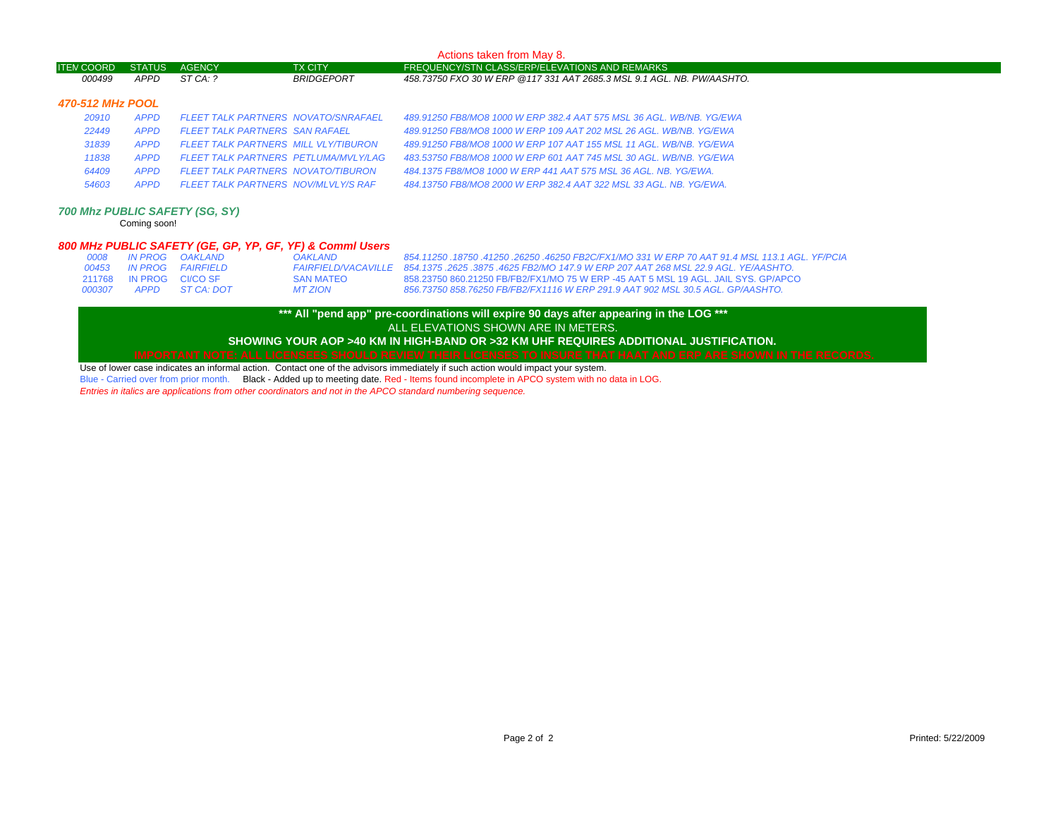Actions taken from May 8.

| ITEM COORD | STATUS | AGENCY | TX CITY | FREQUENCY/STN CLASS/ERP/ELEVATIONS AND REMARKS |
|---|---|---|---|---|
| *000499* | *APPD* | *ST CA: ?* | *BRIDGEPORT* | *458.73750 FXO 30 W ERP @117 331 AAT 2685.3 MSL 9.1 AGL. NB. PW/AASHTO.* |

### *470-512 MHz POOL*

| | | | | |
|---|---|---|---|---|
| *20910* | *APPD* | *FLEET TALK PARTNERS* | *NOVATO/SNRAFAEL* | *489.91250 FB8/MO8 1000 W ERP 382.4 AAT 575 MSL 36 AGL. WB/NB. YG/EWA* |
| *22449* | *APPD* | *FLEET TALK PARTNERS* | *SAN RAFAEL* | *489.91250 FB8/MO8 1000 W ERP 109 AAT 202 MSL 26 AGL. WB/NB. YG/EWA* |
| *31839* | *APPD* | *FLEET TALK PARTNERS* | *MILL VLY/TIBURON* | *489.91250 FB8/MO8 1000 W ERP 107 AAT 155 MSL 11 AGL. WB/NB. YG/EWA* |
| *11838* | *APPD* | *FLEET TALK PARTNERS* | *PETLUMA/MVLY/LAG* | *483.53750 FB8/MO8 1000 W ERP 601 AAT 745 MSL 30 AGL. WB/NB. YG/EWA* |
| *64409* | *APPD* | *FLEET TALK PARTNERS* | *NOVATO/TIBURON* | *484.1375 FB8/MO8 1000 W ERP 441 AAT 575 MSL 36 AGL. NB. YG/EWA.* |
| *54603* | *APPD* | *FLEET TALK PARTNERS* | *NOV/MLVLY/S RAF* | *484.13750 FB8/MO8 2000 W ERP 382.4 AAT 322 MSL 33 AGL. NB. YG/EWA.* |

### *700 Mhz PUBLIC SAFETY (SG, SY)*

Coming soon!

### *800 MHz PUBLIC SAFETY (GE, GP, YP, GF, YF) & Comml Users*

| | | | | |
|---|---|---|---|---|
| *0008* | *IN PROG* | *OAKLAND* | *OAKLAND* | *854.11250 .18750 .41250 .26250 .46250 FB2C/FX1/MO 331 W ERP 70 AAT 91.4 MSL 113.1 AGL. YF/PCIA* |
| *00453* | *IN PROG* | *FAIRFIELD* | *FAIRFIELD/VACAVILLE* | *854.1375 .2625 .3875 .4625 FB2/MO 147.9 W ERP 207 AAT 268 MSL 22.9 AGL. YE/AASHTO.* |
| 211768 | IN PROG | CI/CO SF | SAN MATEO | 858.23750 860.21250 FB/FB2/FX1/MO 75 W ERP -45 AAT 5 MSL 19 AGL. JAIL SYS. GP/APCO |
| *000307* | *APPD* | *ST CA: DOT* | *MT ZION* | *856.73750 858.76250 FB/FB2/FX1116 W ERP 291.9 AAT 902 MSL 30.5 AGL. GP/AASHTO.* |

**\*\*\* All "pend app" pre-coordinations will expire 90 days after appearing in the LOG \*\*\***

ALL ELEVATIONS SHOWN ARE IN METERS.

**SHOWING YOUR AOP >40 KM IN HIGH-BAND OR >32 KM UHF REQUIRES ADDITIONAL JUSTIFICATION.**

IMPORTANT NOTE: ALL LICENSEES SHOULD REVIEW THEIR LICENSES TO INSURE THAT HAAT AND ERP ARE SHOWN IN THE RECORDS.

Use of lower case indicates an informal action. Contact one of the advisors immediately if such action would impact your system.

Blue - Carried over from prior month. Black - Added up to meeting date. Red - Items found incomplete in APCO system with no data in LOG.

*Entries in italics are applications from other coordinators and not in the APCO standard numbering sequence.*

Printed: 5/22/2009